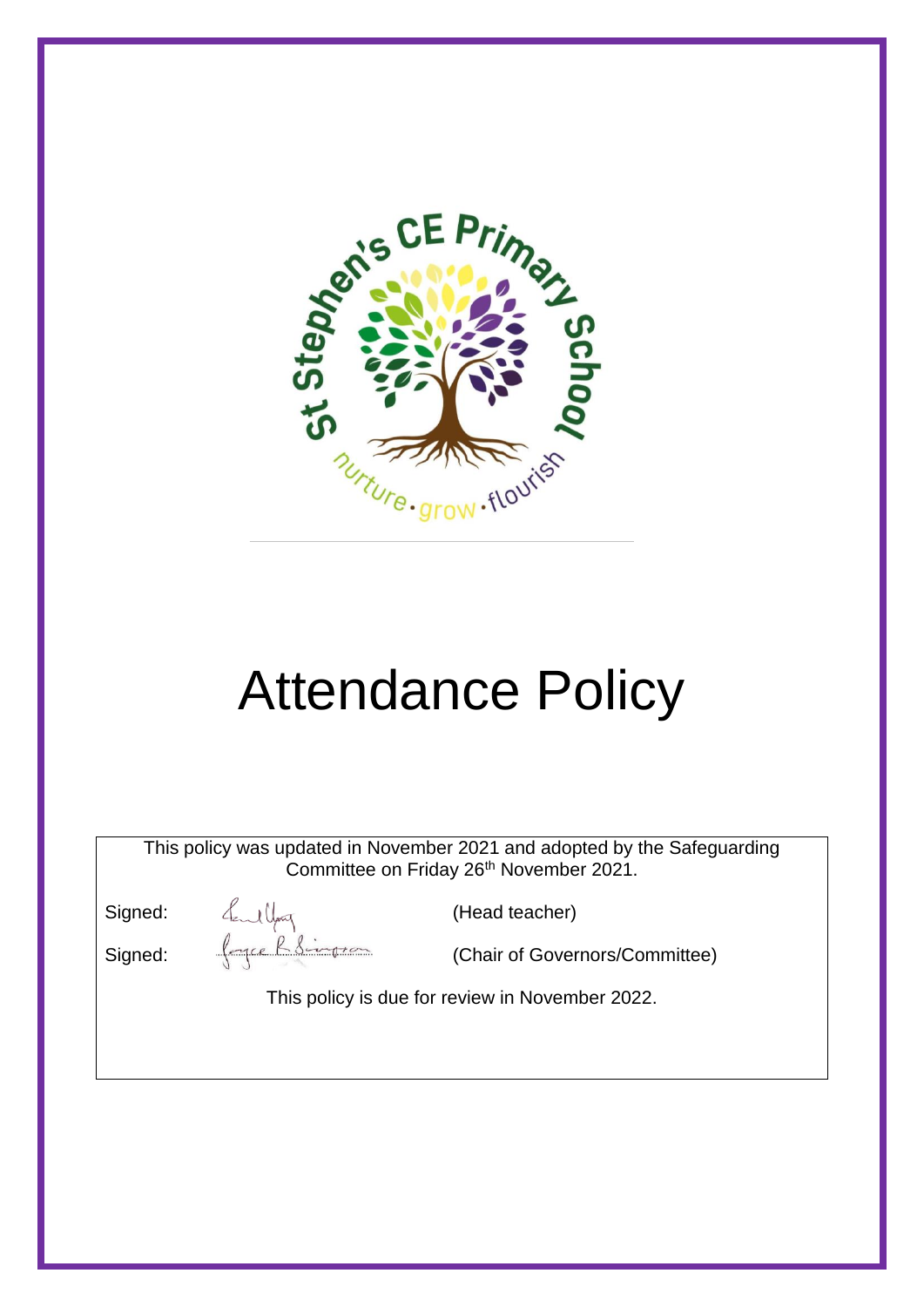St Stephen's CE Primary School

nurture · grow · flourish

# Attendance Policy

This policy was updated in November 2021 and adopted by the Safeguarding Committee on Friday 26th November 2021.

Signed: (Head teacher)

Signed: (Chair of Governors/Committee)

This policy is due for review in November 2022.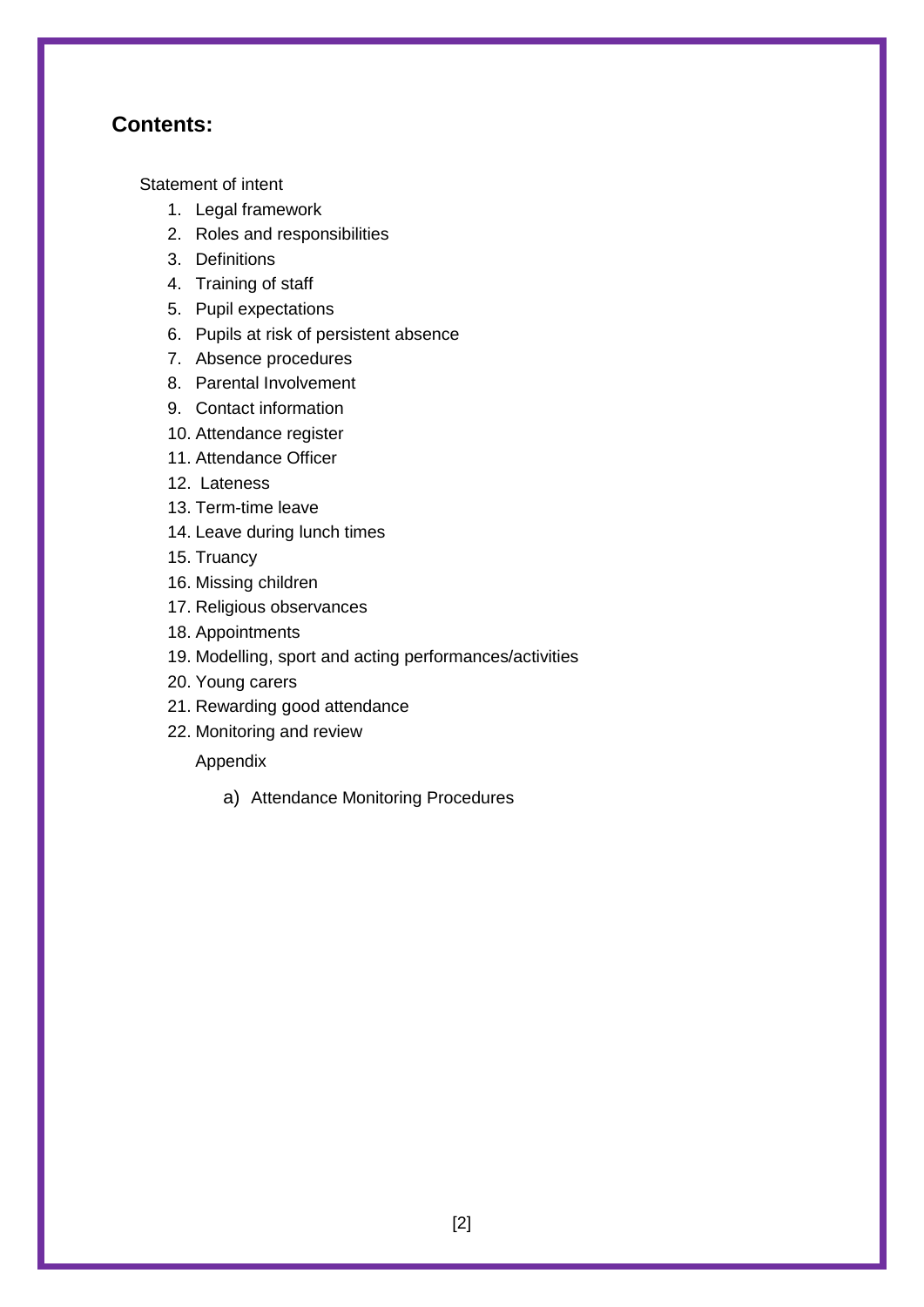## Contents:

Statement of intent

1. Legal framework
2. Roles and responsibilities
3. Definitions
4. Training of staff
5. Pupil expectations
6. Pupils at risk of persistent absence
7. Absence procedures
8. Parental Involvement
9. Contact information
10. Attendance register
11. Attendance Officer
12. Lateness
13. Term-time leave
14. Leave during lunch times
15. Truancy
16. Missing children
17. Religious observances
18. Appointments
19. Modelling, sport and acting performances/activities
20. Young carers
21. Rewarding good attendance
22. Monitoring and review

Appendix

a) Attendance Monitoring Procedures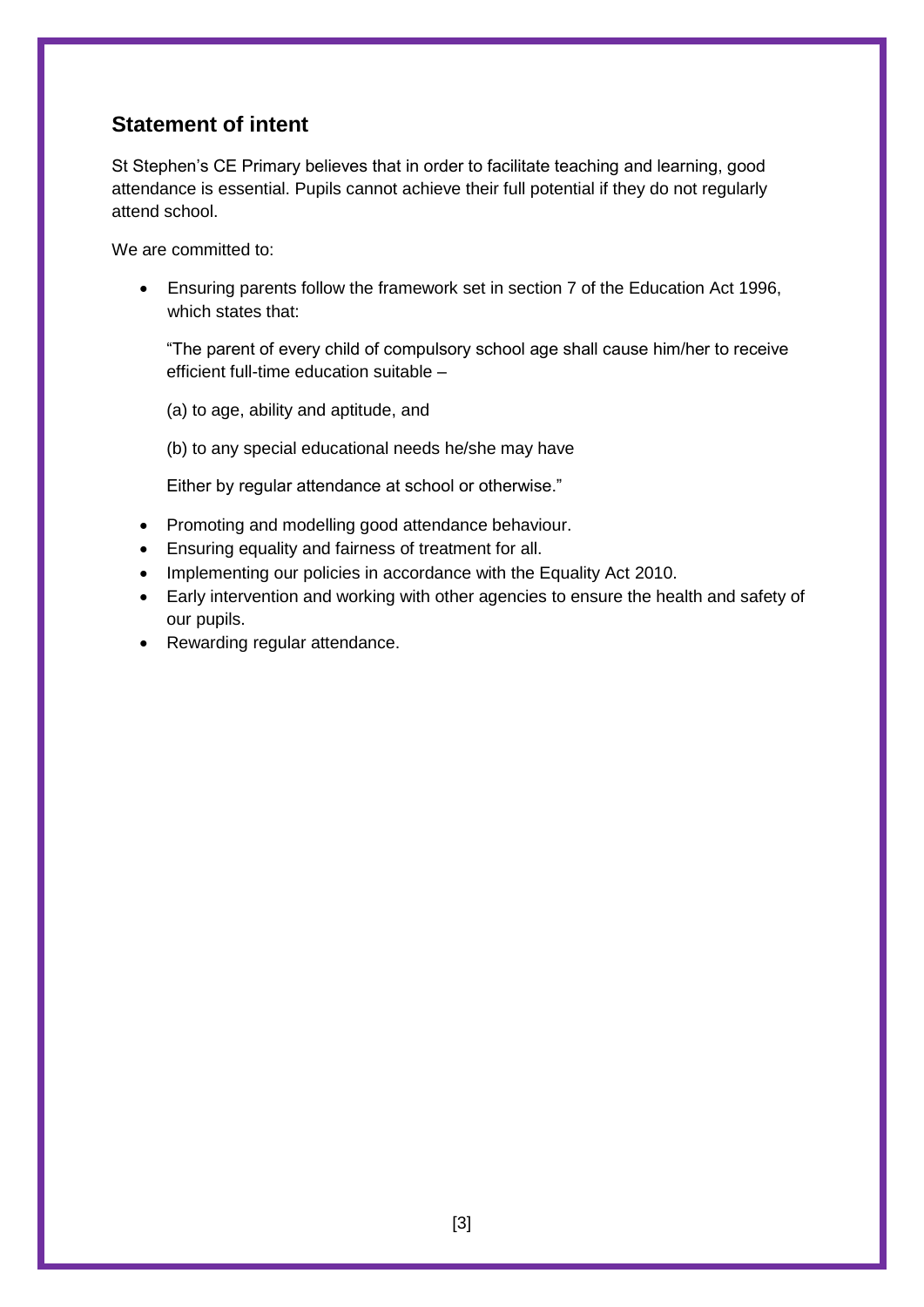## Statement of intent

St Stephen's CE Primary believes that in order to facilitate teaching and learning, good attendance is essential. Pupils cannot achieve their full potential if they do not regularly attend school.

We are committed to:

- Ensuring parents follow the framework set in section 7 of the Education Act 1996, which states that:

  "The parent of every child of compulsory school age shall cause him/her to receive efficient full-time education suitable –

  (a) to age, ability and aptitude, and

  (b) to any special educational needs he/she may have

  Either by regular attendance at school or otherwise."

- Promoting and modelling good attendance behaviour.
- Ensuring equality and fairness of treatment for all.
- Implementing our policies in accordance with the Equality Act 2010.
- Early intervention and working with other agencies to ensure the health and safety of our pupils.
- Rewarding regular attendance.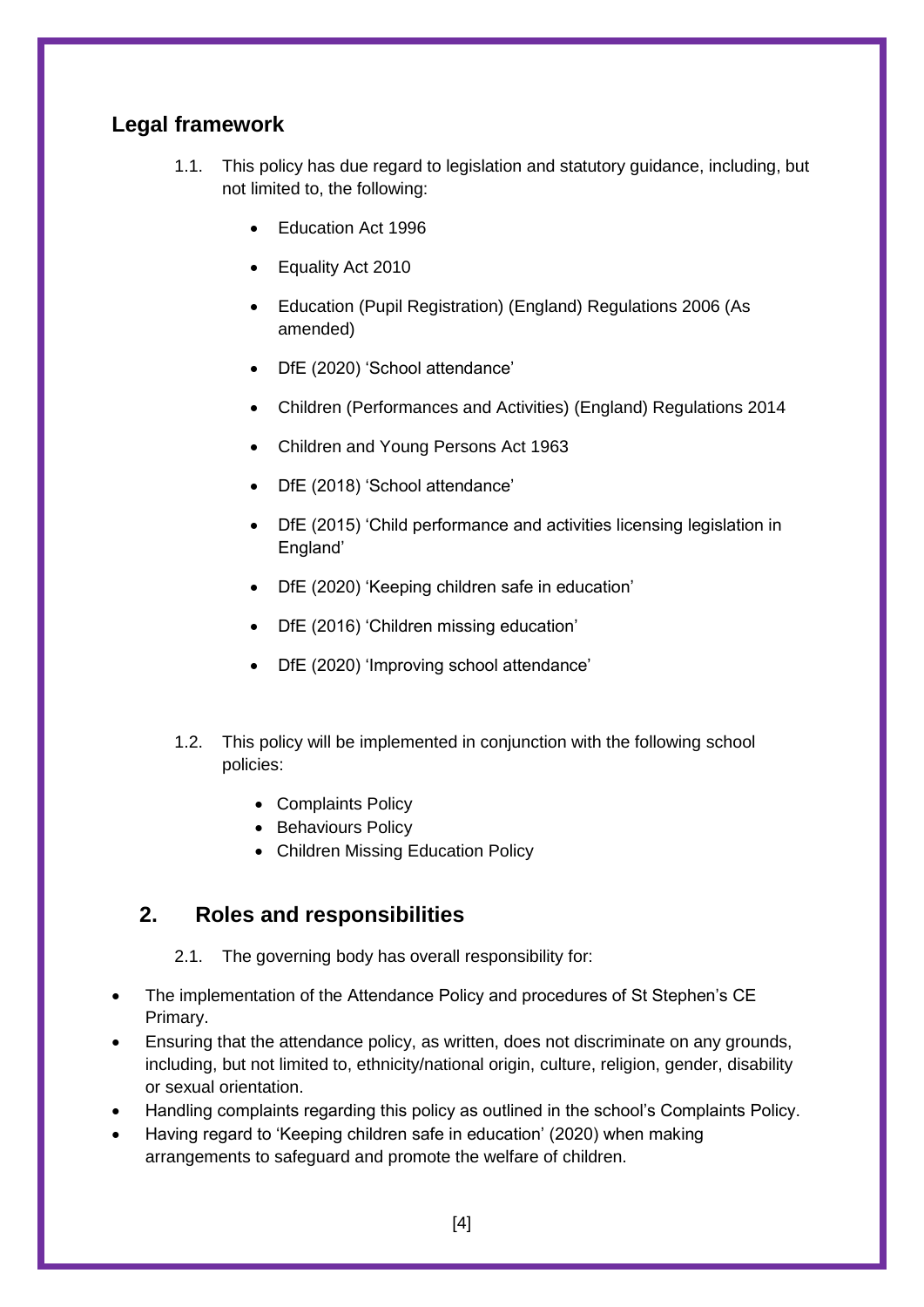## Legal framework

1.1. This policy has due regard to legislation and statutory guidance, including, but not limited to, the following:

- Education Act 1996
- Equality Act 2010
- Education (Pupil Registration) (England) Regulations 2006 (As amended)
- DfE (2020) 'School attendance'
- Children (Performances and Activities) (England) Regulations 2014
- Children and Young Persons Act 1963
- DfE (2018) 'School attendance'
- DfE (2015) 'Child performance and activities licensing legislation in England'
- DfE (2020) 'Keeping children safe in education'
- DfE (2016) 'Children missing education'
- DfE (2020) 'Improving school attendance'

1.2. This policy will be implemented in conjunction with the following school policies:

- Complaints Policy
- Behaviours Policy
- Children Missing Education Policy

## 2. Roles and responsibilities

2.1. The governing body has overall responsibility for:

- The implementation of the Attendance Policy and procedures of St Stephen's CE Primary.
- Ensuring that the attendance policy, as written, does not discriminate on any grounds, including, but not limited to, ethnicity/national origin, culture, religion, gender, disability or sexual orientation.
- Handling complaints regarding this policy as outlined in the school's Complaints Policy.
- Having regard to 'Keeping children safe in education' (2020) when making arrangements to safeguard and promote the welfare of children.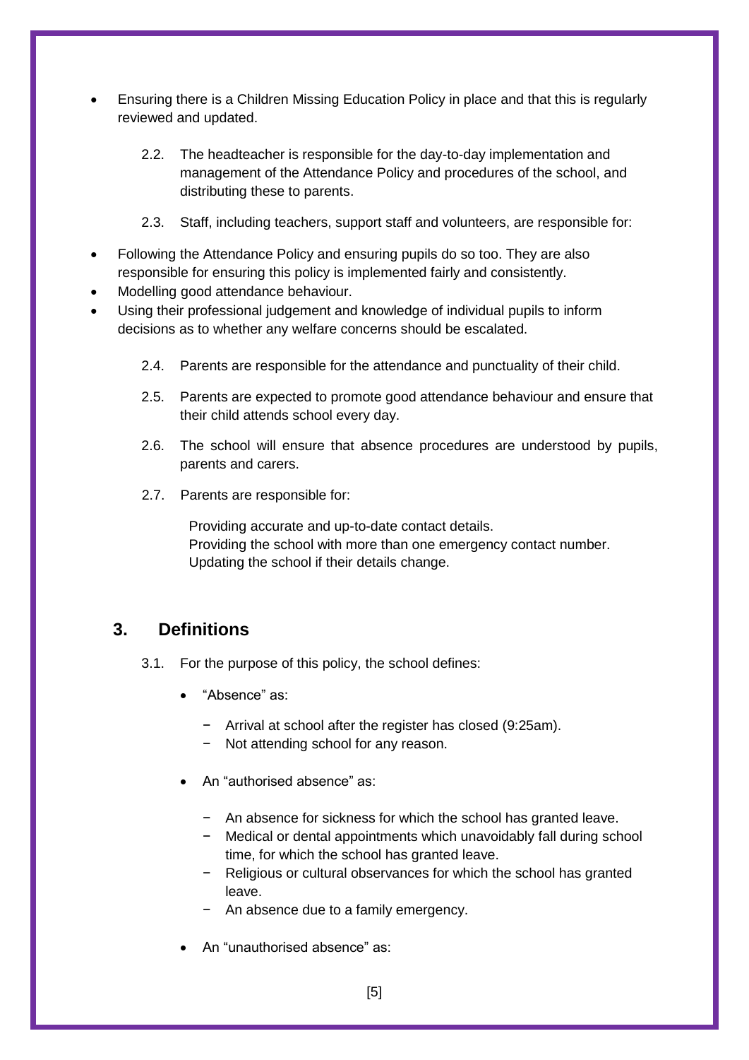- Ensuring there is a Children Missing Education Policy in place and that this is regularly reviewed and updated.

2.2. The headteacher is responsible for the day-to-day implementation and management of the Attendance Policy and procedures of the school, and distributing these to parents.

2.3. Staff, including teachers, support staff and volunteers, are responsible for:

- Following the Attendance Policy and ensuring pupils do so too. They are also responsible for ensuring this policy is implemented fairly and consistently.
- Modelling good attendance behaviour.
- Using their professional judgement and knowledge of individual pupils to inform decisions as to whether any welfare concerns should be escalated.

2.4. Parents are responsible for the attendance and punctuality of their child.

2.5. Parents are expected to promote good attendance behaviour and ensure that their child attends school every day.

2.6. The school will ensure that absence procedures are understood by pupils, parents and carers.

2.7. Parents are responsible for:

Providing accurate and up-to-date contact details.
Providing the school with more than one emergency contact number.
Updating the school if their details change.

## 3. Definitions

3.1. For the purpose of this policy, the school defines:

- "Absence" as:
  - Arrival at school after the register has closed (9:25am).
  - Not attending school for any reason.
- An "authorised absence" as:
  - An absence for sickness for which the school has granted leave.
  - Medical or dental appointments which unavoidably fall during school time, for which the school has granted leave.
  - Religious or cultural observances for which the school has granted leave.
  - An absence due to a family emergency.
- An "unauthorised absence" as: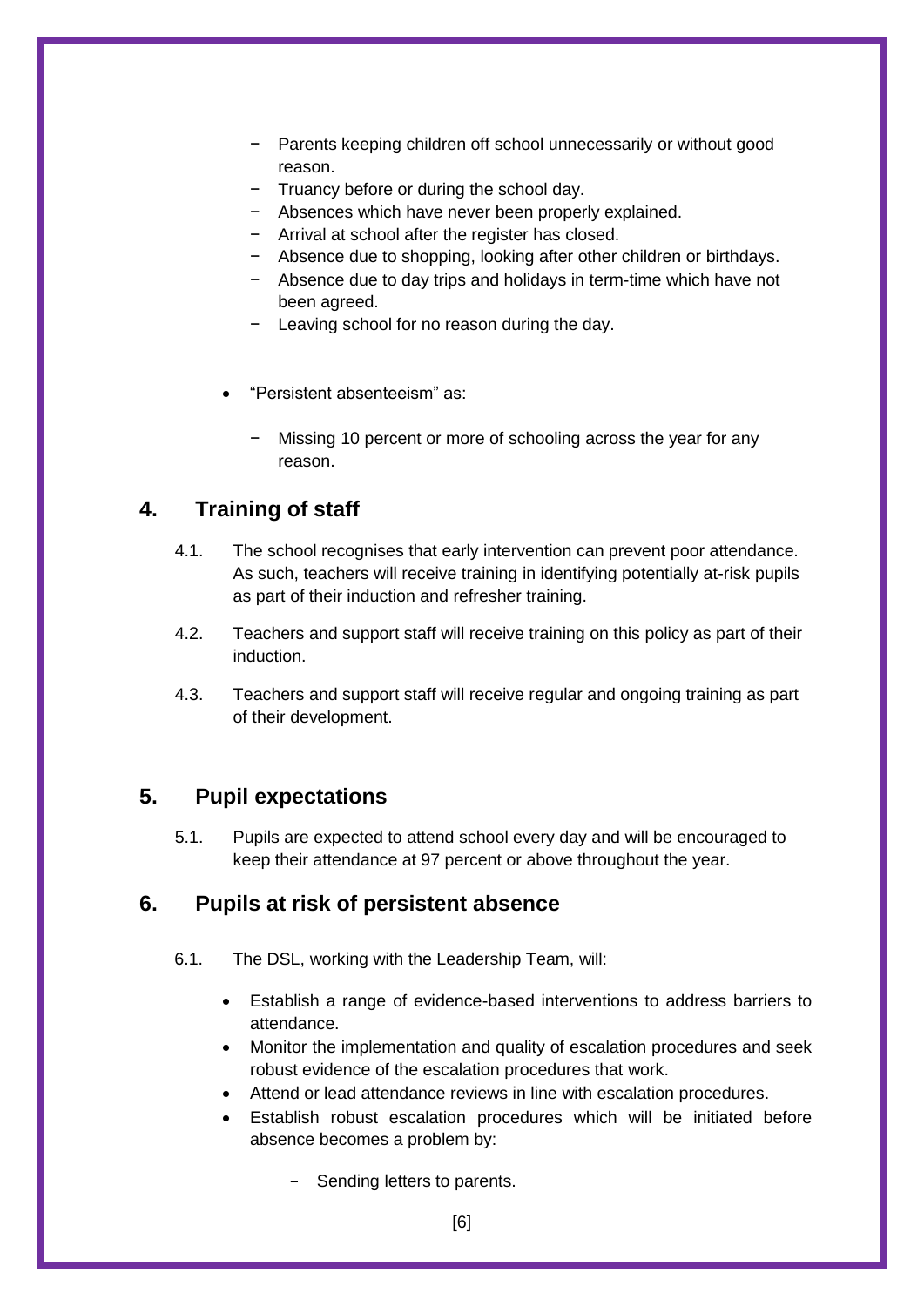- Parents keeping children off school unnecessarily or without good reason.
  - Truancy before or during the school day.
  - Absences which have never been properly explained.
  - Arrival at school after the register has closed.
  - Absence due to shopping, looking after other children or birthdays.
  - Absence due to day trips and holidays in term-time which have not been agreed.
  - Leaving school for no reason during the day.

- "Persistent absenteeism" as:

  - Missing 10 percent or more of schooling across the year for any reason.

## 4. Training of staff

4.1. The school recognises that early intervention can prevent poor attendance. As such, teachers will receive training in identifying potentially at-risk pupils as part of their induction and refresher training.

4.2. Teachers and support staff will receive training on this policy as part of their induction.

4.3. Teachers and support staff will receive regular and ongoing training as part of their development.

## 5. Pupil expectations

5.1. Pupils are expected to attend school every day and will be encouraged to keep their attendance at 97 percent or above throughout the year.

## 6. Pupils at risk of persistent absence

6.1. The DSL, working with the Leadership Team, will:

- Establish a range of evidence-based interventions to address barriers to attendance.
- Monitor the implementation and quality of escalation procedures and seek robust evidence of the escalation procedures that work.
- Attend or lead attendance reviews in line with escalation procedures.
- Establish robust escalation procedures which will be initiated before absence becomes a problem by:
  - Sending letters to parents.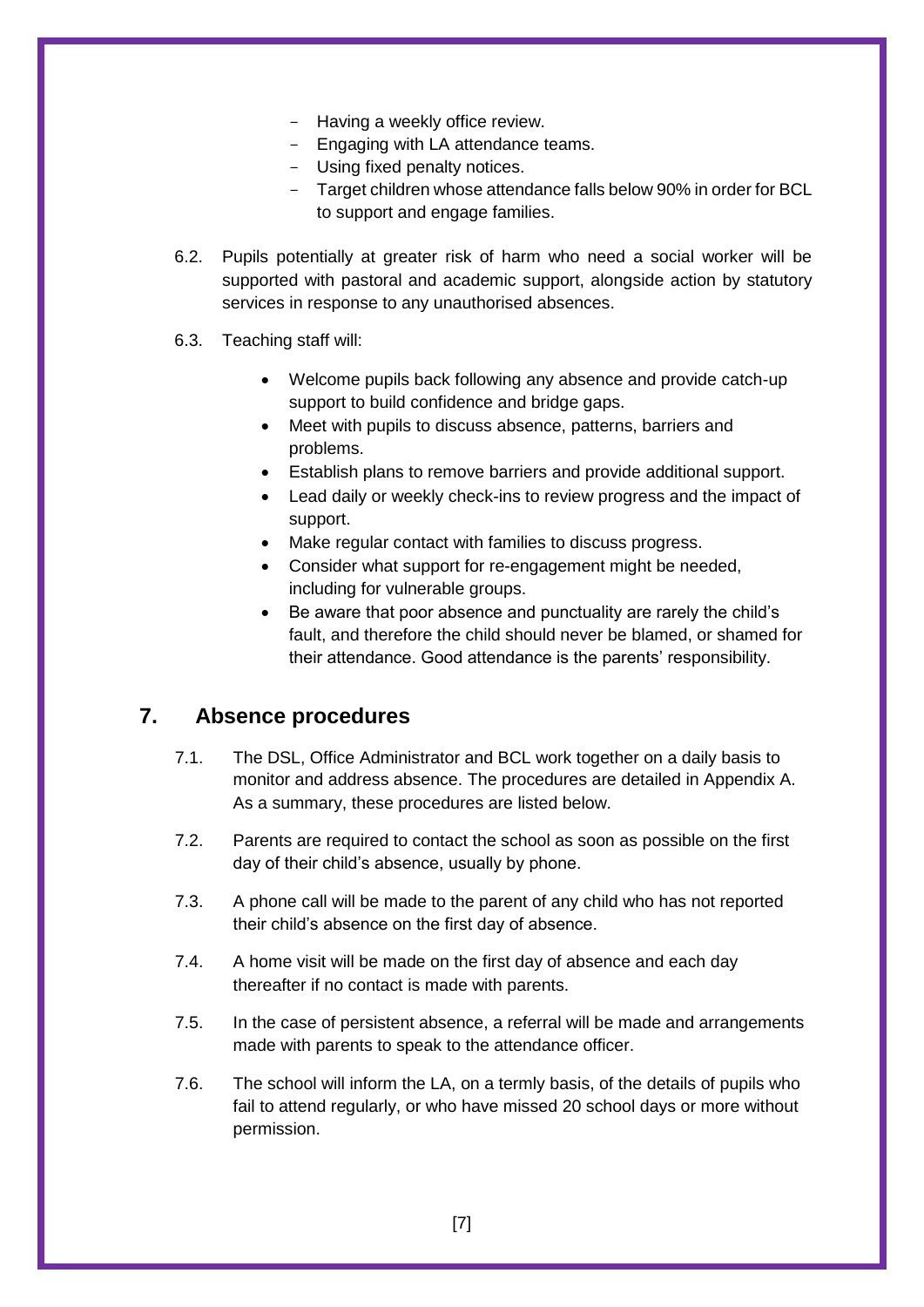- Having a weekly office review.
- Engaging with LA attendance teams.
- Using fixed penalty notices.
- Target children whose attendance falls below 90% in order for BCL to support and engage families.

6.2. Pupils potentially at greater risk of harm who need a social worker will be supported with pastoral and academic support, alongside action by statutory services in response to any unauthorised absences.

6.3. Teaching staff will:

- Welcome pupils back following any absence and provide catch-up support to build confidence and bridge gaps.
- Meet with pupils to discuss absence, patterns, barriers and problems.
- Establish plans to remove barriers and provide additional support.
- Lead daily or weekly check-ins to review progress and the impact of support.
- Make regular contact with families to discuss progress.
- Consider what support for re-engagement might be needed, including for vulnerable groups.
- Be aware that poor absence and punctuality are rarely the child's fault, and therefore the child should never be blamed, or shamed for their attendance. Good attendance is the parents' responsibility.

## 7. Absence procedures

7.1. The DSL, Office Administrator and BCL work together on a daily basis to monitor and address absence. The procedures are detailed in Appendix A. As a summary, these procedures are listed below.

7.2. Parents are required to contact the school as soon as possible on the first day of their child's absence, usually by phone.

7.3. A phone call will be made to the parent of any child who has not reported their child's absence on the first day of absence.

7.4. A home visit will be made on the first day of absence and each day thereafter if no contact is made with parents.

7.5. In the case of persistent absence, a referral will be made and arrangements made with parents to speak to the attendance officer.

7.6. The school will inform the LA, on a termly basis, of the details of pupils who fail to attend regularly, or who have missed 20 school days or more without permission.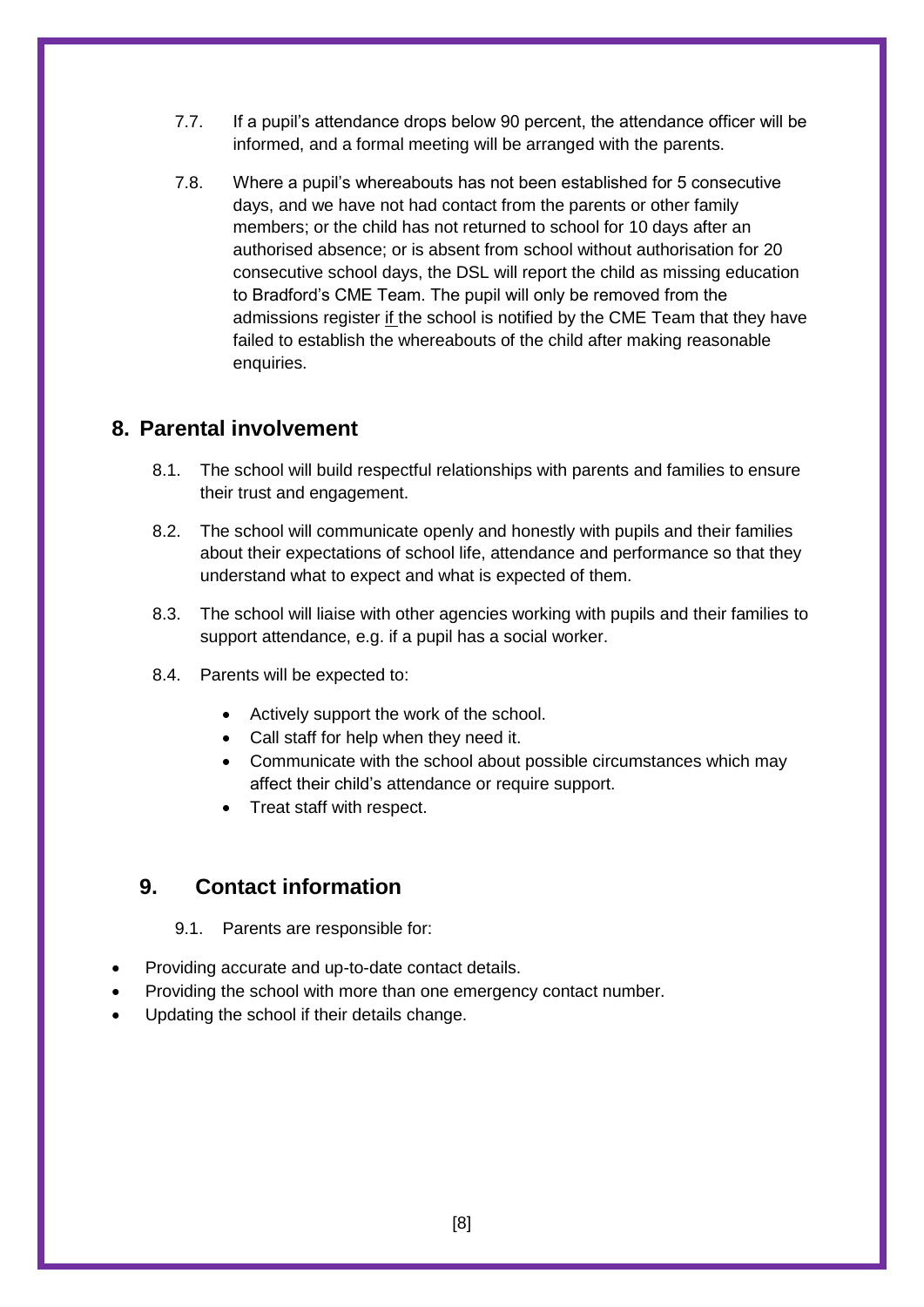7.7. If a pupil's attendance drops below 90 percent, the attendance officer will be informed, and a formal meeting will be arranged with the parents.

7.8. Where a pupil's whereabouts has not been established for 5 consecutive days, and we have not had contact from the parents or other family members; or the child has not returned to school for 10 days after an authorised absence; or is absent from school without authorisation for 20 consecutive school days, the DSL will report the child as missing education to Bradford's CME Team. The pupil will only be removed from the admissions register <u>if</u> the school is notified by the CME Team that they have failed to establish the whereabouts of the child after making reasonable enquiries.

## 8. Parental involvement

8.1. The school will build respectful relationships with parents and families to ensure their trust and engagement.

8.2. The school will communicate openly and honestly with pupils and their families about their expectations of school life, attendance and performance so that they understand what to expect and what is expected of them.

8.3. The school will liaise with other agencies working with pupils and their families to support attendance, e.g. if a pupil has a social worker.

8.4. Parents will be expected to:

- Actively support the work of the school.
- Call staff for help when they need it.
- Communicate with the school about possible circumstances which may affect their child's attendance or require support.
- Treat staff with respect.

## 9. Contact information

9.1. Parents are responsible for:

- Providing accurate and up-to-date contact details.
- Providing the school with more than one emergency contact number.
- Updating the school if their details change.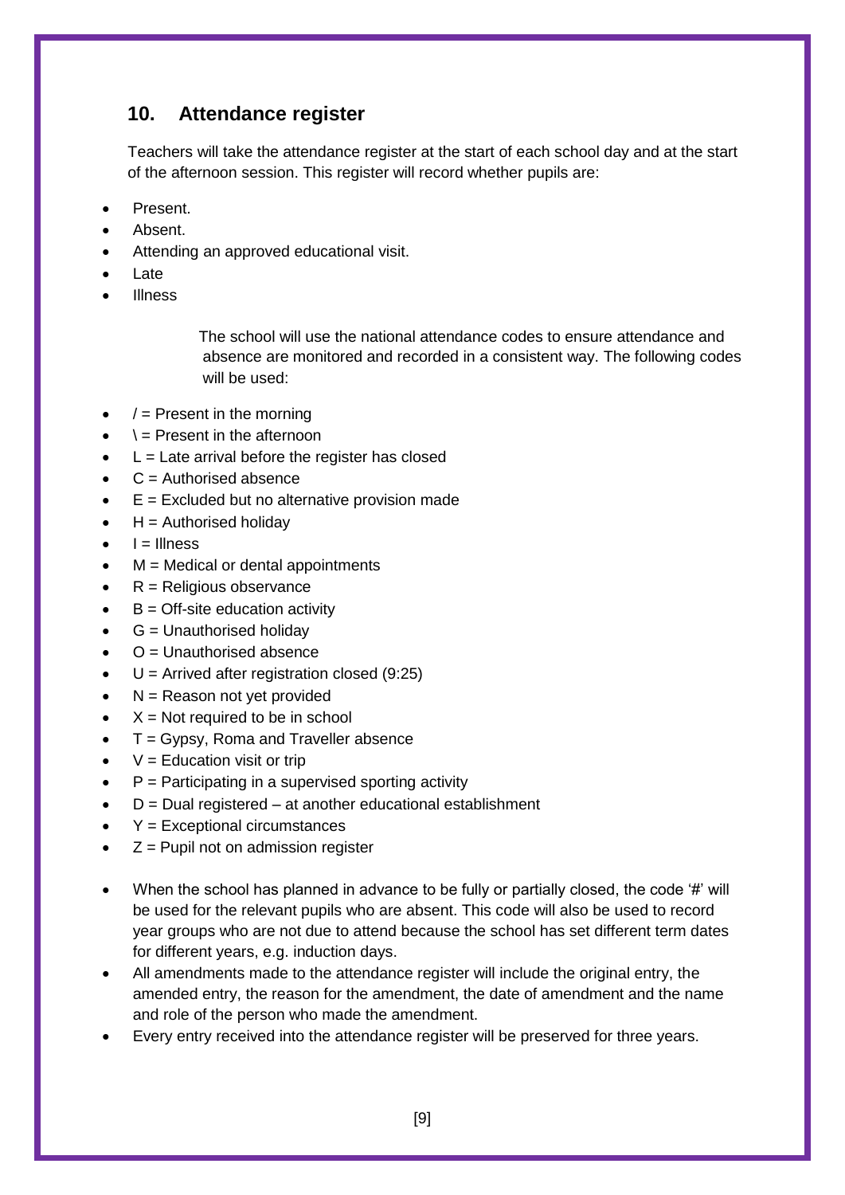## 10. Attendance register

Teachers will take the attendance register at the start of each school day and at the start of the afternoon session. This register will record whether pupils are:

- Present.
- Absent.
- Attending an approved educational visit.
- Late
- Illness

The school will use the national attendance codes to ensure attendance and absence are monitored and recorded in a consistent way. The following codes will be used:

- / = Present in the morning
- \ = Present in the afternoon
- L = Late arrival before the register has closed
- C = Authorised absence
- E = Excluded but no alternative provision made
- H = Authorised holiday
- I = Illness
- M = Medical or dental appointments
- R = Religious observance
- B = Off-site education activity
- G = Unauthorised holiday
- O = Unauthorised absence
- U = Arrived after registration closed (9:25)
- N = Reason not yet provided
- X = Not required to be in school
- T = Gypsy, Roma and Traveller absence
- V = Education visit or trip
- P = Participating in a supervised sporting activity
- D = Dual registered – at another educational establishment
- Y = Exceptional circumstances
- Z = Pupil not on admission register

- When the school has planned in advance to be fully or partially closed, the code '#' will be used for the relevant pupils who are absent. This code will also be used to record year groups who are not due to attend because the school has set different term dates for different years, e.g. induction days.
- All amendments made to the attendance register will include the original entry, the amended entry, the reason for the amendment, the date of amendment and the name and role of the person who made the amendment.
- Every entry received into the attendance register will be preserved for three years.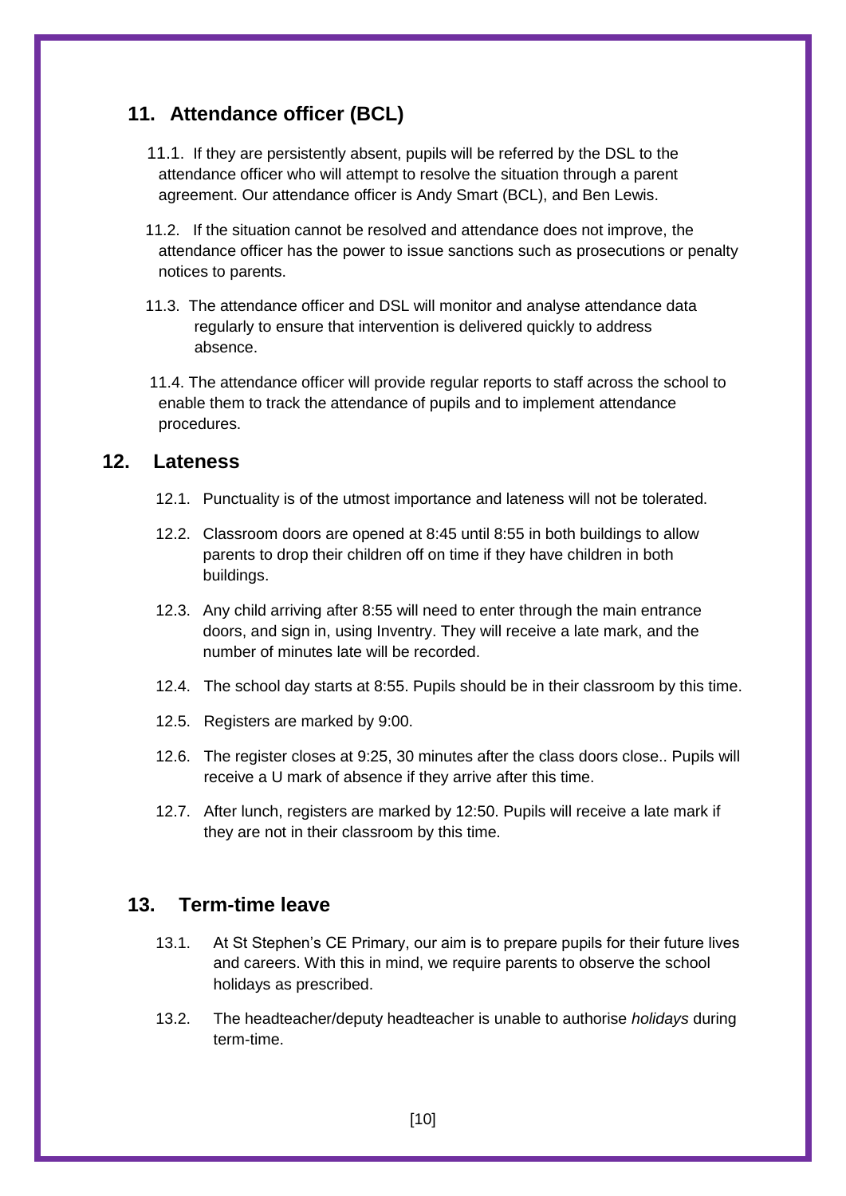## 11. Attendance officer (BCL)

11.1. If they are persistently absent, pupils will be referred by the DSL to the attendance officer who will attempt to resolve the situation through a parent agreement. Our attendance officer is Andy Smart (BCL), and Ben Lewis.

11.2. If the situation cannot be resolved and attendance does not improve, the attendance officer has the power to issue sanctions such as prosecutions or penalty notices to parents.

11.3. The attendance officer and DSL will monitor and analyse attendance data regularly to ensure that intervention is delivered quickly to address absence.

11.4. The attendance officer will provide regular reports to staff across the school to enable them to track the attendance of pupils and to implement attendance procedures.

## 12. Lateness

12.1. Punctuality is of the utmost importance and lateness will not be tolerated.

12.2. Classroom doors are opened at 8:45 until 8:55 in both buildings to allow parents to drop their children off on time if they have children in both buildings.

12.3. Any child arriving after 8:55 will need to enter through the main entrance doors, and sign in, using Inventry. They will receive a late mark, and the number of minutes late will be recorded.

12.4. The school day starts at 8:55. Pupils should be in their classroom by this time.

12.5. Registers are marked by 9:00.

12.6. The register closes at 9:25, 30 minutes after the class doors close.. Pupils will receive a U mark of absence if they arrive after this time.

12.7. After lunch, registers are marked by 12:50. Pupils will receive a late mark if they are not in their classroom by this time.

## 13. Term-time leave

13.1. At St Stephen's CE Primary, our aim is to prepare pupils for their future lives and careers. With this in mind, we require parents to observe the school holidays as prescribed.

13.2. The headteacher/deputy headteacher is unable to authorise *holidays* during term-time.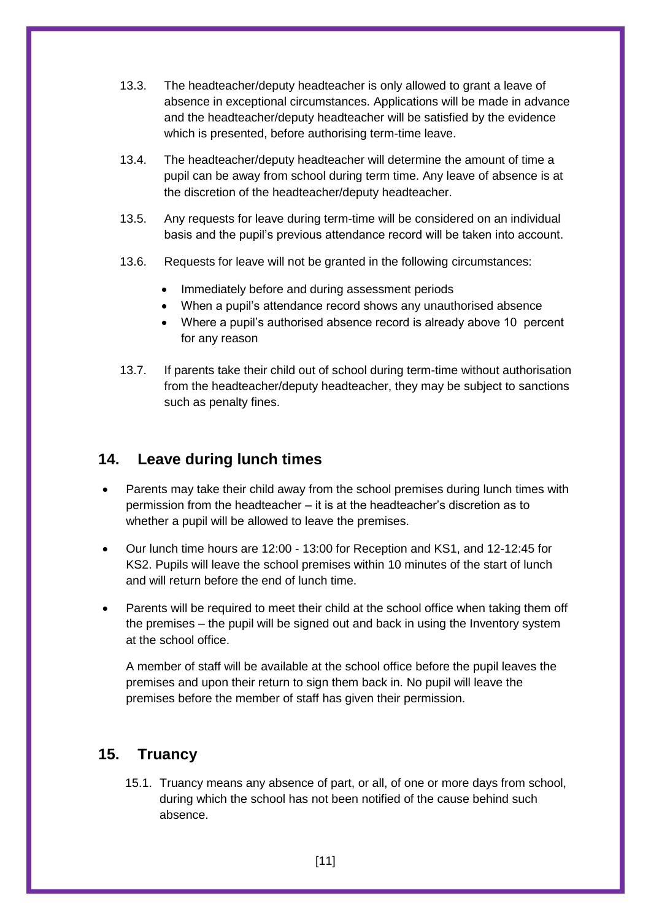13.3. The headteacher/deputy headteacher is only allowed to grant a leave of absence in exceptional circumstances. Applications will be made in advance and the headteacher/deputy headteacher will be satisfied by the evidence which is presented, before authorising term-time leave.

13.4. The headteacher/deputy headteacher will determine the amount of time a pupil can be away from school during term time. Any leave of absence is at the discretion of the headteacher/deputy headteacher.

13.5. Any requests for leave during term-time will be considered on an individual basis and the pupil's previous attendance record will be taken into account.

13.6. Requests for leave will not be granted in the following circumstances:

- Immediately before and during assessment periods
- When a pupil's attendance record shows any unauthorised absence
- Where a pupil's authorised absence record is already above 10 percent for any reason

13.7. If parents take their child out of school during term-time without authorisation from the headteacher/deputy headteacher, they may be subject to sanctions such as penalty fines.

## 14. Leave during lunch times

- Parents may take their child away from the school premises during lunch times with permission from the headteacher – it is at the headteacher's discretion as to whether a pupil will be allowed to leave the premises.
- Our lunch time hours are 12:00 - 13:00 for Reception and KS1, and 12-12:45 for KS2. Pupils will leave the school premises within 10 minutes of the start of lunch and will return before the end of lunch time.
- Parents will be required to meet their child at the school office when taking them off the premises – the pupil will be signed out and back in using the Inventory system at the school office.

  A member of staff will be available at the school office before the pupil leaves the premises and upon their return to sign them back in. No pupil will leave the premises before the member of staff has given their permission.

## 15. Truancy

15.1. Truancy means any absence of part, or all, of one or more days from school, during which the school has not been notified of the cause behind such absence.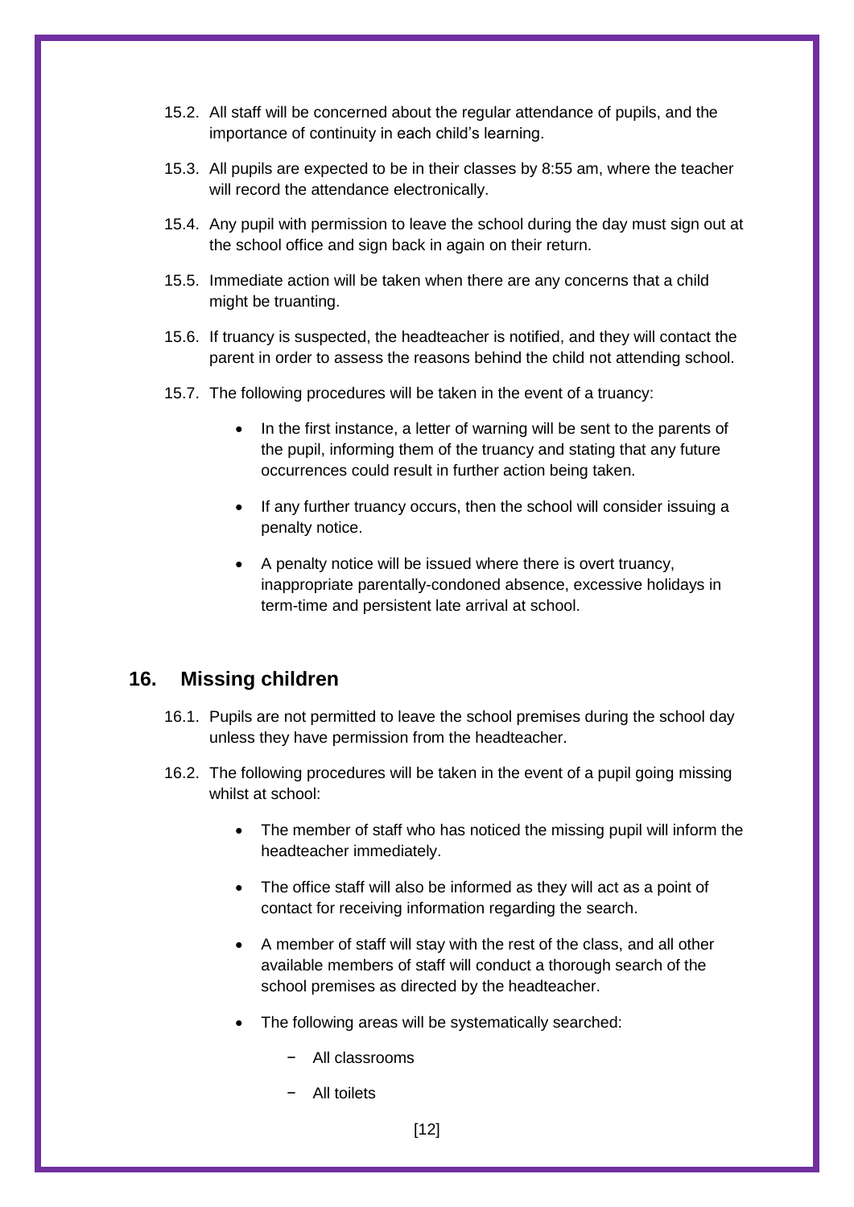15.2. All staff will be concerned about the regular attendance of pupils, and the importance of continuity in each child's learning.

15.3. All pupils are expected to be in their classes by 8:55 am, where the teacher will record the attendance electronically.

15.4. Any pupil with permission to leave the school during the day must sign out at the school office and sign back in again on their return.

15.5. Immediate action will be taken when there are any concerns that a child might be truanting.

15.6. If truancy is suspected, the headteacher is notified, and they will contact the parent in order to assess the reasons behind the child not attending school.

15.7. The following procedures will be taken in the event of a truancy:

- In the first instance, a letter of warning will be sent to the parents of the pupil, informing them of the truancy and stating that any future occurrences could result in further action being taken.
- If any further truancy occurs, then the school will consider issuing a penalty notice.
- A penalty notice will be issued where there is overt truancy, inappropriate parentally-condoned absence, excessive holidays in term-time and persistent late arrival at school.

## 16. Missing children

16.1. Pupils are not permitted to leave the school premises during the school day unless they have permission from the headteacher.

16.2. The following procedures will be taken in the event of a pupil going missing whilst at school:

- The member of staff who has noticed the missing pupil will inform the headteacher immediately.
- The office staff will also be informed as they will act as a point of contact for receiving information regarding the search.
- A member of staff will stay with the rest of the class, and all other available members of staff will conduct a thorough search of the school premises as directed by the headteacher.
- The following areas will be systematically searched:
  - All classrooms
  - All toilets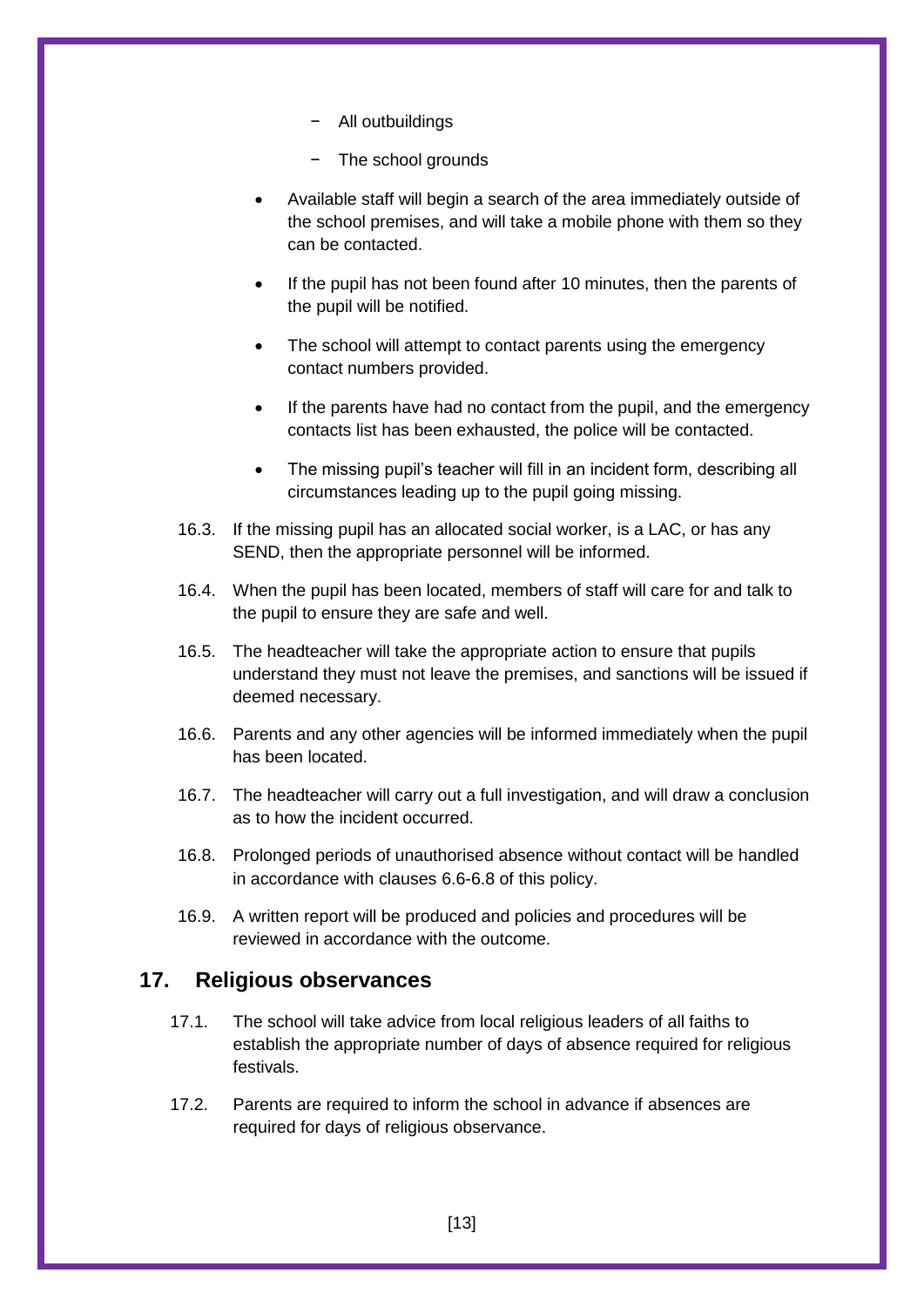- All outbuildings
  - The school grounds

- Available staff will begin a search of the area immediately outside of the school premises, and will take a mobile phone with them so they can be contacted.
- If the pupil has not been found after 10 minutes, then the parents of the pupil will be notified.
- The school will attempt to contact parents using the emergency contact numbers provided.
- If the parents have had no contact from the pupil, and the emergency contacts list has been exhausted, the police will be contacted.
- The missing pupil's teacher will fill in an incident form, describing all circumstances leading up to the pupil going missing.

16.3. If the missing pupil has an allocated social worker, is a LAC, or has any SEND, then the appropriate personnel will be informed.

16.4. When the pupil has been located, members of staff will care for and talk to the pupil to ensure they are safe and well.

16.5. The headteacher will take the appropriate action to ensure that pupils understand they must not leave the premises, and sanctions will be issued if deemed necessary.

16.6. Parents and any other agencies will be informed immediately when the pupil has been located.

16.7. The headteacher will carry out a full investigation, and will draw a conclusion as to how the incident occurred.

16.8. Prolonged periods of unauthorised absence without contact will be handled in accordance with clauses 6.6-6.8 of this policy.

16.9. A written report will be produced and policies and procedures will be reviewed in accordance with the outcome.

## 17. Religious observances

17.1. The school will take advice from local religious leaders of all faiths to establish the appropriate number of days of absence required for religious festivals.

17.2. Parents are required to inform the school in advance if absences are required for days of religious observance.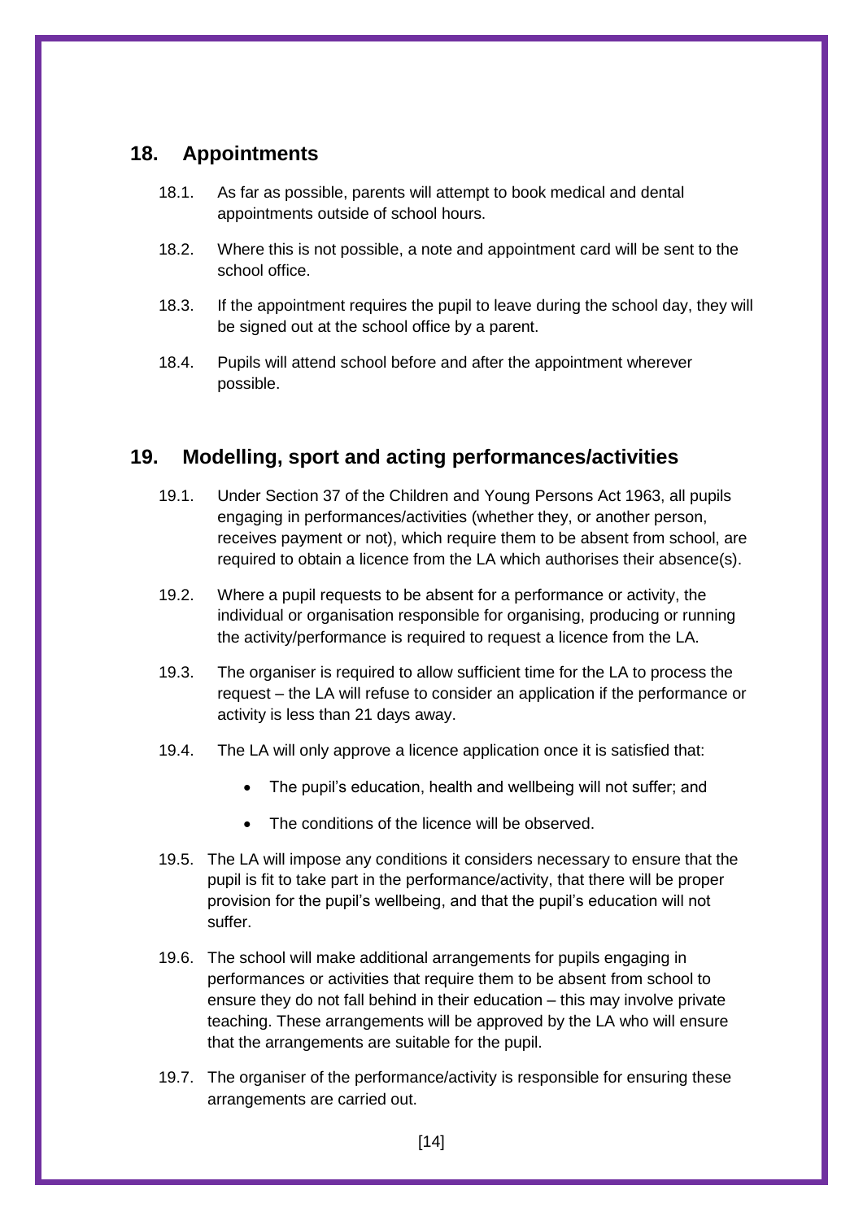## 18. Appointments

18.1. As far as possible, parents will attempt to book medical and dental appointments outside of school hours.

18.2. Where this is not possible, a note and appointment card will be sent to the school office.

18.3. If the appointment requires the pupil to leave during the school day, they will be signed out at the school office by a parent.

18.4. Pupils will attend school before and after the appointment wherever possible.

## 19. Modelling, sport and acting performances/activities

19.1. Under Section 37 of the Children and Young Persons Act 1963, all pupils engaging in performances/activities (whether they, or another person, receives payment or not), which require them to be absent from school, are required to obtain a licence from the LA which authorises their absence(s).

19.2. Where a pupil requests to be absent for a performance or activity, the individual or organisation responsible for organising, producing or running the activity/performance is required to request a licence from the LA.

19.3. The organiser is required to allow sufficient time for the LA to process the request – the LA will refuse to consider an application if the performance or activity is less than 21 days away.

19.4. The LA will only approve a licence application once it is satisfied that:

- The pupil's education, health and wellbeing will not suffer; and
- The conditions of the licence will be observed.

19.5. The LA will impose any conditions it considers necessary to ensure that the pupil is fit to take part in the performance/activity, that there will be proper provision for the pupil's wellbeing, and that the pupil's education will not suffer.

19.6. The school will make additional arrangements for pupils engaging in performances or activities that require them to be absent from school to ensure they do not fall behind in their education – this may involve private teaching. These arrangements will be approved by the LA who will ensure that the arrangements are suitable for the pupil.

19.7. The organiser of the performance/activity is responsible for ensuring these arrangements are carried out.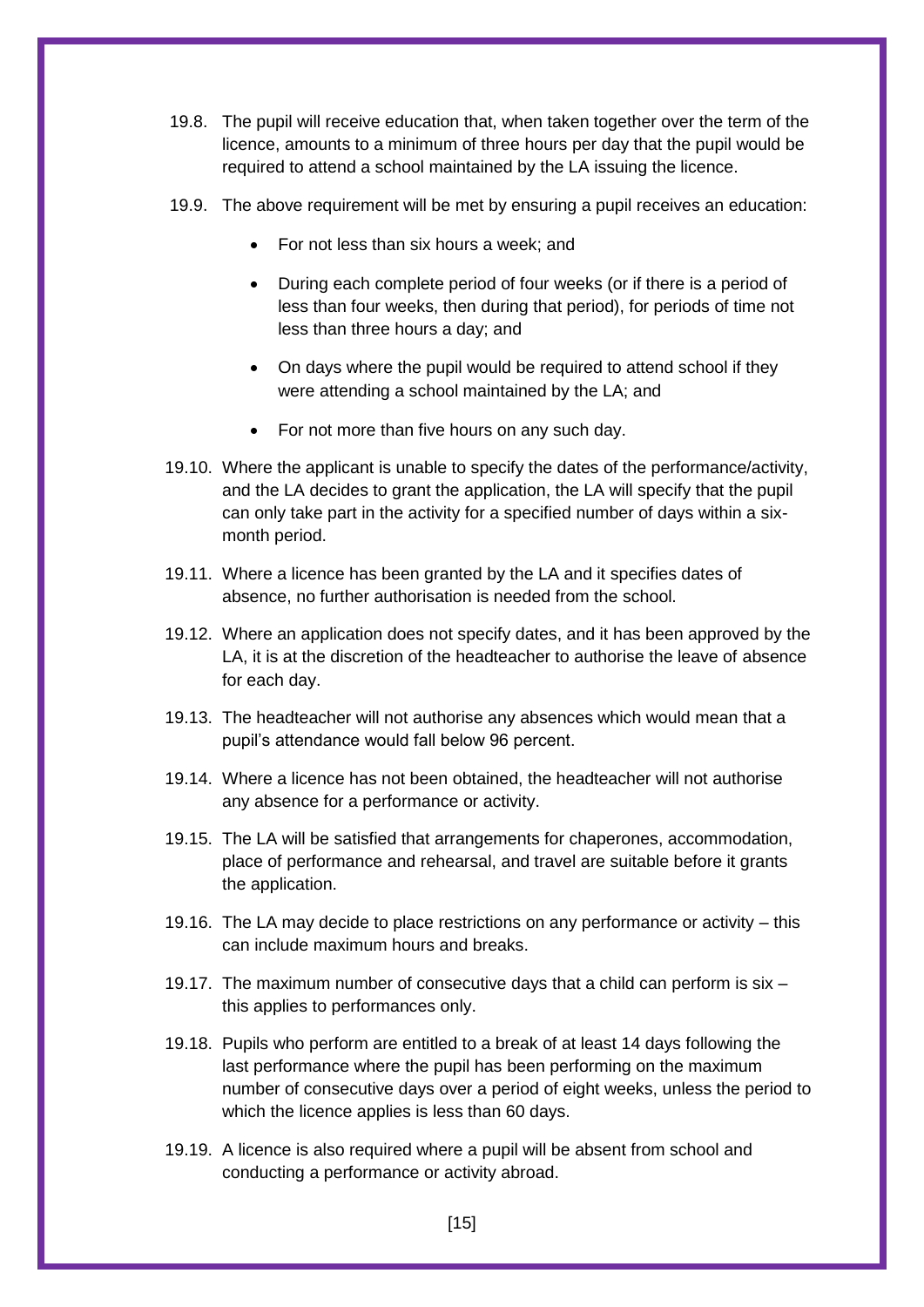19.8. The pupil will receive education that, when taken together over the term of the licence, amounts to a minimum of three hours per day that the pupil would be required to attend a school maintained by the LA issuing the licence.

19.9. The above requirement will be met by ensuring a pupil receives an education:

- For not less than six hours a week; and
- During each complete period of four weeks (or if there is a period of less than four weeks, then during that period), for periods of time not less than three hours a day; and
- On days where the pupil would be required to attend school if they were attending a school maintained by the LA; and
- For not more than five hours on any such day.

19.10. Where the applicant is unable to specify the dates of the performance/activity, and the LA decides to grant the application, the LA will specify that the pupil can only take part in the activity for a specified number of days within a six-month period.

19.11. Where a licence has been granted by the LA and it specifies dates of absence, no further authorisation is needed from the school.

19.12. Where an application does not specify dates, and it has been approved by the LA, it is at the discretion of the headteacher to authorise the leave of absence for each day.

19.13. The headteacher will not authorise any absences which would mean that a pupil's attendance would fall below 96 percent.

19.14. Where a licence has not been obtained, the headteacher will not authorise any absence for a performance or activity.

19.15. The LA will be satisfied that arrangements for chaperones, accommodation, place of performance and rehearsal, and travel are suitable before it grants the application.

19.16. The LA may decide to place restrictions on any performance or activity – this can include maximum hours and breaks.

19.17. The maximum number of consecutive days that a child can perform is six – this applies to performances only.

19.18. Pupils who perform are entitled to a break of at least 14 days following the last performance where the pupil has been performing on the maximum number of consecutive days over a period of eight weeks, unless the period to which the licence applies is less than 60 days.

19.19. A licence is also required where a pupil will be absent from school and conducting a performance or activity abroad.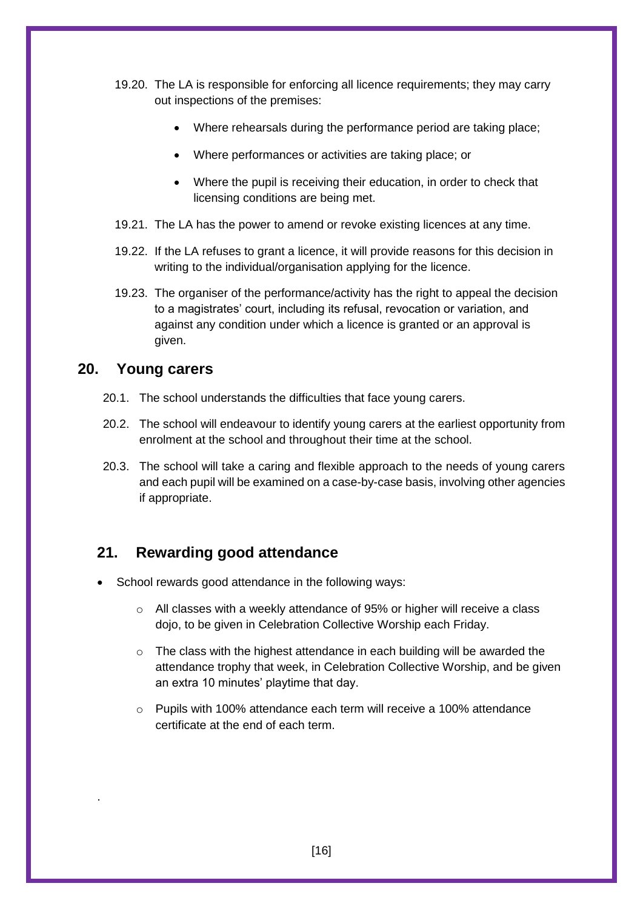19.20. The LA is responsible for enforcing all licence requirements; they may carry out inspections of the premises:

- Where rehearsals during the performance period are taking place;
- Where performances or activities are taking place; or
- Where the pupil is receiving their education, in order to check that licensing conditions are being met.

19.21. The LA has the power to amend or revoke existing licences at any time.

19.22. If the LA refuses to grant a licence, it will provide reasons for this decision in writing to the individual/organisation applying for the licence.

19.23. The organiser of the performance/activity has the right to appeal the decision to a magistrates' court, including its refusal, revocation or variation, and against any condition under which a licence is granted or an approval is given.

## 20. Young carers

20.1. The school understands the difficulties that face young carers.

20.2. The school will endeavour to identify young carers at the earliest opportunity from enrolment at the school and throughout their time at the school.

20.3. The school will take a caring and flexible approach to the needs of young carers and each pupil will be examined on a case-by-case basis, involving other agencies if appropriate.

## 21. Rewarding good attendance

- School rewards good attendance in the following ways:
  - All classes with a weekly attendance of 95% or higher will receive a class dojo, to be given in Celebration Collective Worship each Friday.
  - The class with the highest attendance in each building will be awarded the attendance trophy that week, in Celebration Collective Worship, and be given an extra 10 minutes' playtime that day.
  - Pupils with 100% attendance each term will receive a 100% attendance certificate at the end of each term.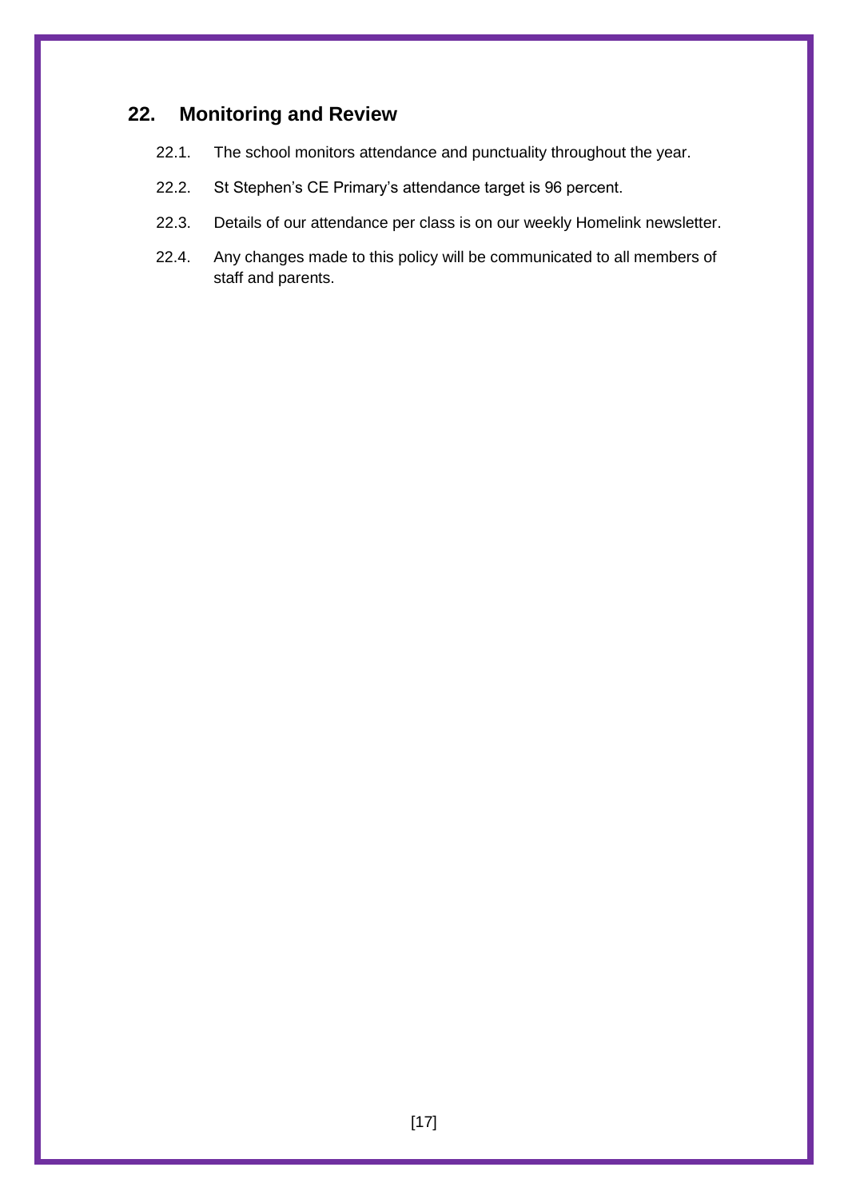## 22. Monitoring and Review

22.1. The school monitors attendance and punctuality throughout the year.

22.2. St Stephen's CE Primary's attendance target is 96 percent.

22.3. Details of our attendance per class is on our weekly Homelink newsletter.

22.4. Any changes made to this policy will be communicated to all members of staff and parents.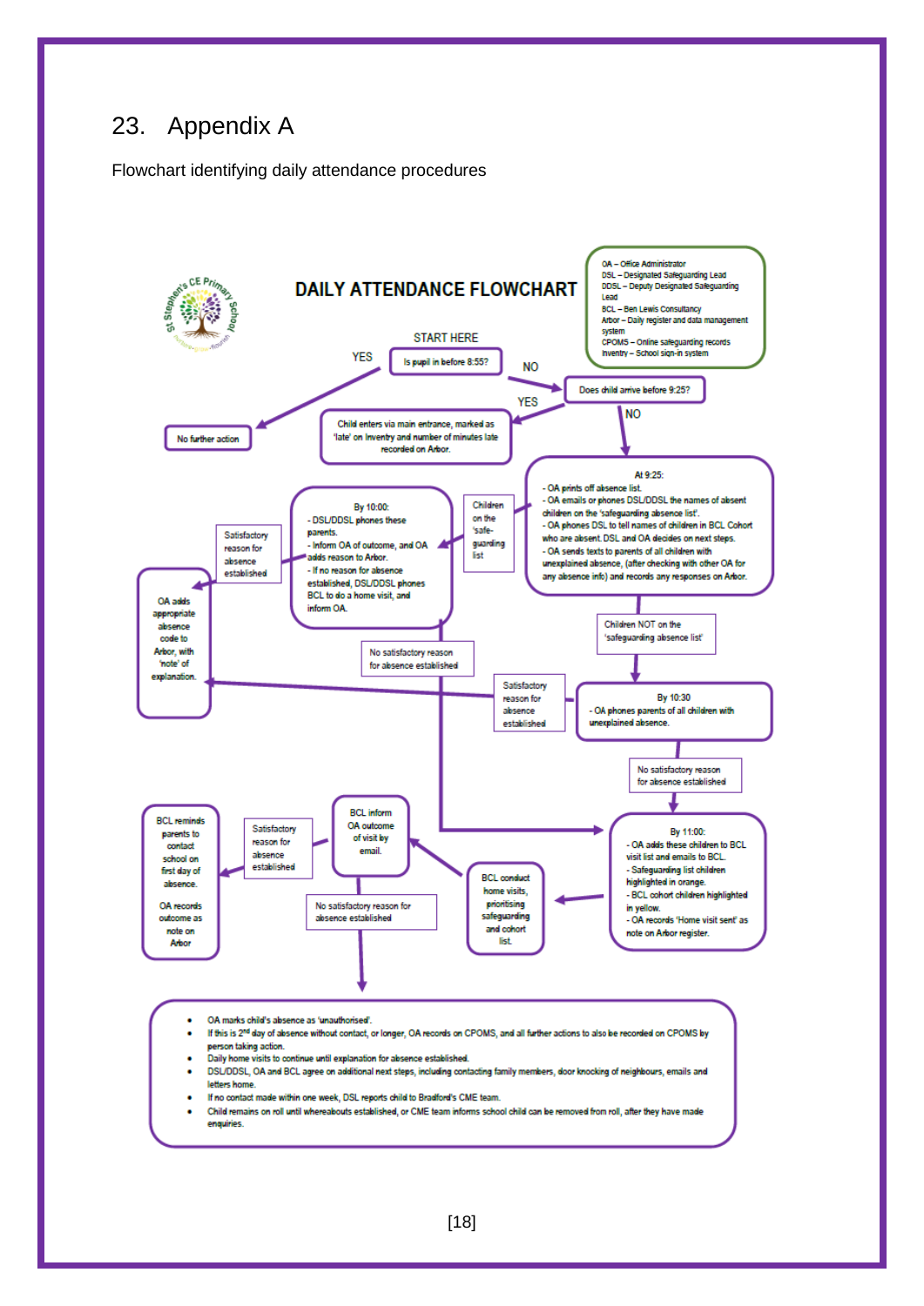# 23. Appendix A

Flowchart identifying daily attendance procedures

## DAILY ATTENDANCE FLOWCHART

OA – Office Administrator
DSL – Designated Safeguarding Lead
DDSL – Deputy Designated Safeguarding Lead
BCL – Ben Lewis Consultancy
Arbor – Daily register and data management system
CPOMS – Online safeguarding records
Inventry – School sign-in system

START HERE

Is pupil in before 8:55?

YES

No further action

NO

Does child arrive before 9:25?

YES

Child enters via main entrance, marked as 'late' on Inventry and number of minutes late recorded on Arbor.

NO

At 9:25:
- OA prints off absence list.
- OA emails or phones DSL/DDSL the names of absent children on the 'safeguarding absence list'.
- OA phones DSL to tell names of children in BCL Cohort who are absent. DSL and OA decides on next steps.
- OA sends texts to parents of all children with unexplained absence, (after checking with other OA for any absence info) and records any responses on Arbor.

Children on the 'safe-guarding list

By 10:00:
- DSL/DDSL phones these parents.
- Inform OA of outcome, and OA adds reason to Arbor.
- If no reason for absence established, DSL/DDSL phones BCL to do a home visit, and inform OA.

Satisfactory reason for absence established

OA adds appropriate absence code to Arbor, with 'note' of explanation.

No satisfactory reason for absence established

Children NOT on the 'safeguarding absence list'

By 10:30
- OA phones parents of all children with unexplained absence.

Satisfactory reason for absence established

No satisfactory reason for absence established

By 11:00:
- OA adds these children to BCL visit list and emails to BCL.
- Safeguarding list children highlighted in orange.
- BCL cohort children highlighted in yellow.
- OA records 'Home visit sent' as note on Arbor register.

BCL conduct home visits, prioritising safeguarding and cohort list.

BCL inform OA outcome of visit by email.

Satisfactory reason for absence established

BCL reminds parents to contact school on first day of absence.

OA records outcome as note on Arbor

No satisfactory reason for absence established

- OA marks child's absence as 'unauthorised'.
- If this is 2nd day of absence without contact, or longer, OA records on CPOMS, and all further actions to also be recorded on CPOMS by person taking action.
- Daily home visits to continue until explanation for absence established.
- DSL/DDSL, OA and BCL agree on additional next steps, including contacting family members, door knocking of neighbours, emails and letters home.
- If no contact made within one week, DSL reports child to Bradford's CME team.
- Child remains on roll until whereabouts established, or CME team informs school child can be removed from roll, after they have made enquiries.